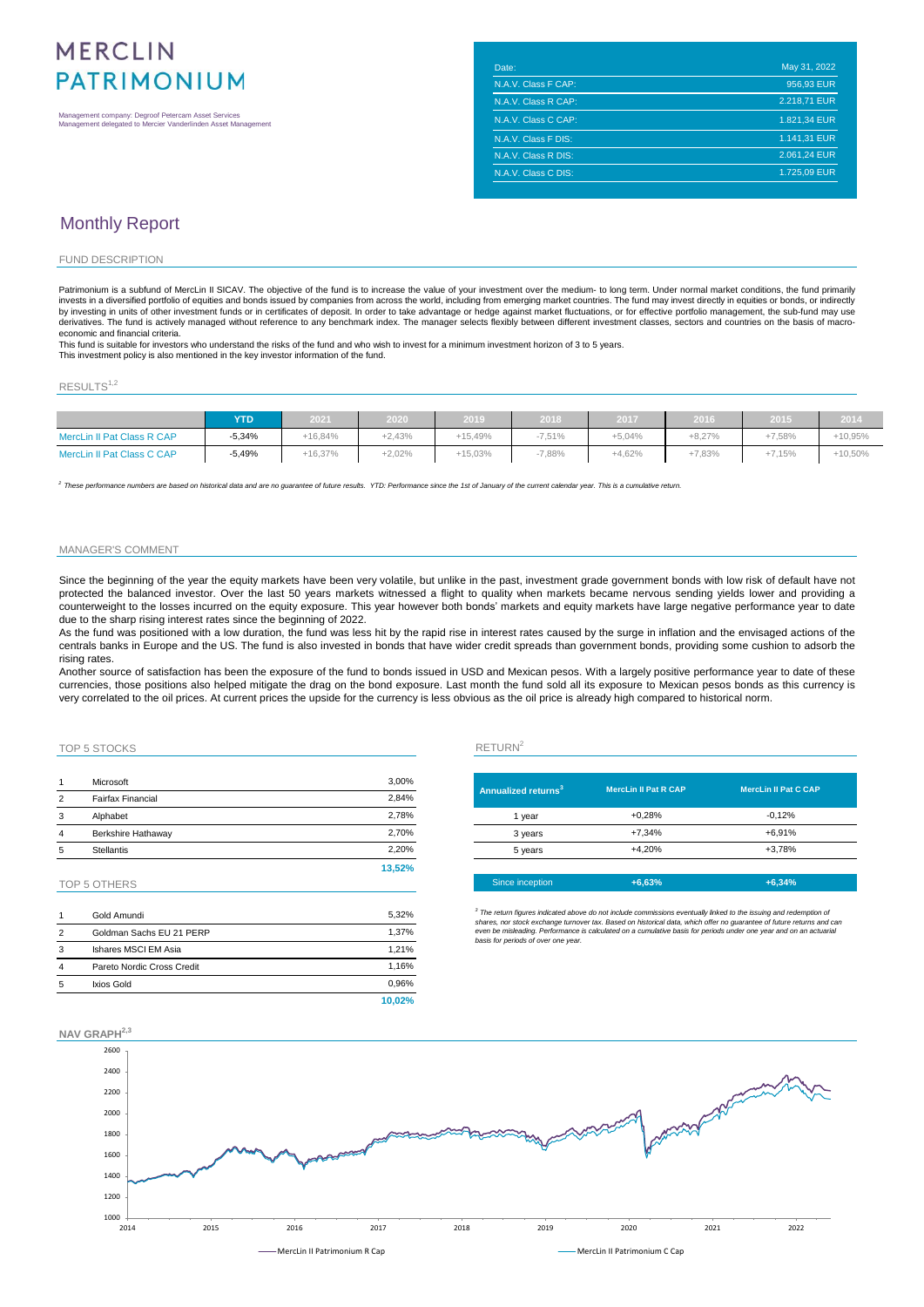# MERCLIN PATRIMONIUM

Management company: Degroof Petercam Asset Services
Management delegated to Mercier Vanderlinden Asset Management

| Date: | May 31, 2022 |
|---|---|
| N.A.V. Class F CAP: | 956,93 EUR |
| N.A.V. Class R CAP: | 2.218,71 EUR |
| N.A.V. Class C CAP: | 1.821,34 EUR |
| N.A.V. Class F DIS: | 1.141,31 EUR |
| N.A.V. Class R DIS: | 2.061,24 EUR |
| N.A.V. Class C DIS: | 1.725,09 EUR |

## Monthly Report

### FUND DESCRIPTION

Patrimonium is a subfund of MercLin II SICAV. The objective of the fund is to increase the value of your investment over the medium- to long term. Under normal market conditions, the fund primarily invests in a diversified portfolio of equities and bonds issued by companies from across the world, including from emerging market countries. The fund may invest directly in equities or bonds, or indirectly by investing in units of other investment funds or in certificates of deposit. In order to take advantage or hedge against market fluctuations, or for effective portfolio management, the sub-fund may use derivatives. The fund is actively managed without reference to any benchmark index. The manager selects flexibly between different investment classes, sectors and countries on the basis of macro-economic and financial criteria.
This fund is suitable for investors who understand the risks of the fund and who wish to invest for a minimum investment horizon of 3 to 5 years.
This investment policy is also mentioned in the key investor information of the fund.

### RESULTS[1,2]

| | YTD | 2021 | 2020 | 2019 | 2018 | 2017 | 2016 | 2015 | 2014 |
|---|---|---|---|---|---|---|---|---|---|
| MercLin II Pat Class R CAP | -5,34% | +16,84% | +2,43% | +15,49% | -7,51% | +5,04% | +8,27% | +7,58% | +10,95% |
| MercLin II Pat Class C CAP | -5,49% | +16,37% | +2,02% | +15,03% | -7,88% | +4,62% | +7,83% | +7,15% | +10,50% |

*[2] These performance numbers are based on historical data and are no guarantee of future results. YTD: Performance since the 1st of January of the current calendar year. This is a cumulative return.*

### MANAGER'S COMMENT

Since the beginning of the year the equity markets have been very volatile, but unlike in the past, investment grade government bonds with low risk of default have not protected the balanced investor. Over the last 50 years markets witnessed a flight to quality when markets became nervous sending yields lower and providing a counterweight to the losses incurred on the equity exposure. This year however both bonds' markets and equity markets have large negative performance year to date due to the sharp rising interest rates since the beginning of 2022.
As the fund was positioned with a low duration, the fund was less hit by the rapid rise in interest rates caused by the surge in inflation and the envisaged actions of the centrals banks in Europe and the US. The fund is also invested in bonds that have wider credit spreads than government bonds, providing some cushion to adsorb the rising rates.
Another source of satisfaction has been the exposure of the fund to bonds issued in USD and Mexican pesos. With a largely positive performance year to date of these currencies, those positions also helped mitigate the drag on the bond exposure. Last month the fund sold all its exposure to Mexican pesos bonds as this currency is very correlated to the oil prices. At current prices the upside for the currency is less obvious as the oil price is already high compared to historical norm.

### TOP 5 STOCKS

| | | |
|---|---|---|
| 1 | Microsoft | 3,00% |
| 2 | Fairfax Financial | 2,84% |
| 3 | Alphabet | 2,78% |
| 4 | Berkshire Hathaway | 2,70% |
| 5 | Stellantis | 2,20% |
| | | **13,52%** |

### TOP 5 OTHERS

| | | |
|---|---|---|
| 1 | Gold Amundi | 5,32% |
| 2 | Goldman Sachs EU 21 PERP | 1,37% |
| 3 | Ishares MSCI EM Asia | 1,21% |
| 4 | Pareto Nordic Cross Credit | 1,16% |
| 5 | Ixios Gold | 0,96% |
| | | **10,02%** |

### RETURN[2]

| Annualized returns[3] | MercLin II Pat R CAP | MercLin II Pat C CAP |
|---|---|---|
| 1 year | +0,28% | -0,12% |
| 3 years | +7,34% | +6,91% |
| 5 years | +4,20% | +3,78% |
| Since inception | +6,63% | +6,34% |

*[3] The return figures indicated above do not include commissions eventually linked to the issuing and redemption of shares, nor stock exchange turnover tax. Based on historical data, which offer no guarantee of future returns and can even be misleading. Performance is calculated on a cumulative basis for periods under one year and on an actuarial basis for periods of over one year.*

### NAV GRAPH[2,3]

Legend: MercLin II Patrimonium R Cap — MercLin II Patrimonium C Cap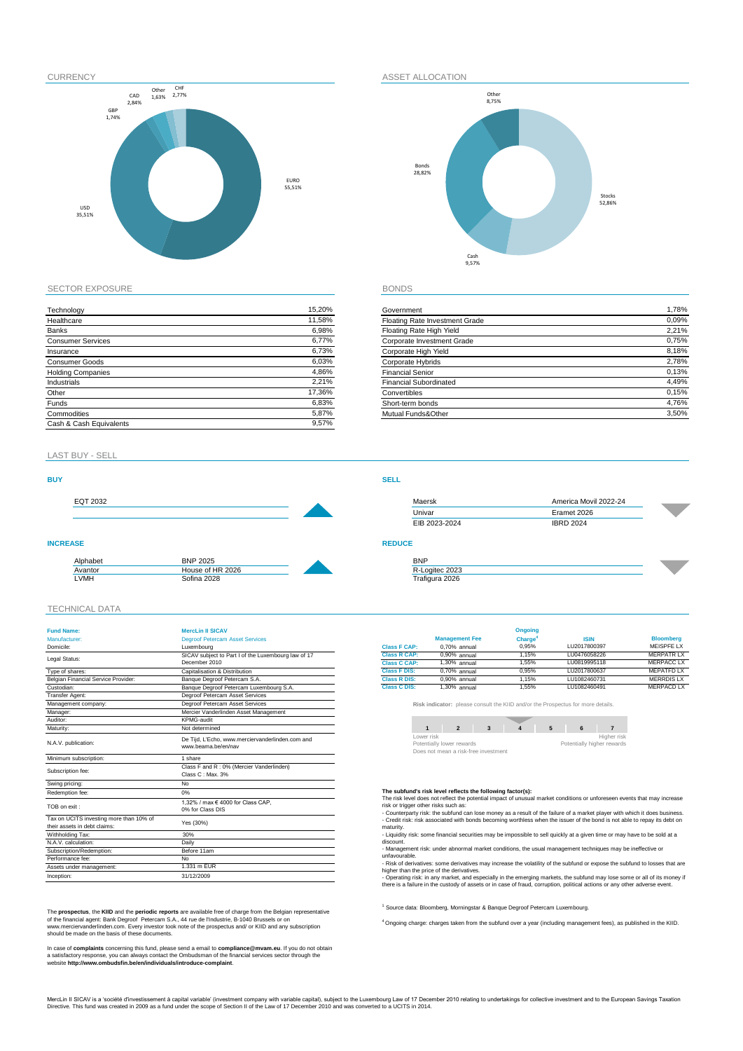## CURRENCY

Other 1,63%
CHF 2,77%
CAD 2,84%
GBP 1,74%
EURO 55,51%
USD 35,51%

## ASSET ALLOCATION

Other 8,75%
Bonds 28,82%
Stocks 52,86%
Cash 9,57%

## SECTOR EXPOSURE

| | |
|---|---|
| Technology | 15,20% |
| Healthcare | 11,58% |
| Banks | 6,98% |
| Consumer Services | 6,77% |
| Insurance | 6,73% |
| Consumer Goods | 6,03% |
| Holding Companies | 4,86% |
| Industrials | 2,21% |
| Other | 17,36% |
| Funds | 6,83% |
| Commodities | 5,87% |
| Cash & Cash Equivalents | 9,57% |

## BONDS

| | |
|---|---|
| Government | 1,78% |
| Floating Rate Investment Grade | 0,09% |
| Floating Rate High Yield | 2,21% |
| Corporate Investment Grade | 0,75% |
| Corporate High Yield | 8,18% |
| Corporate Hybrids | 2,78% |
| Financial Senior | 0,13% |
| Financial Subordinated | 4,49% |
| Convertibles | 0,15% |
| Short-term bonds | 4,76% |
| Mutual Funds&Other | 3,50% |

## LAST BUY - SELL

**BUY**

EQT 2032

**SELL**

| | |
|---|---|
| Maersk | America Movil 2022-24 |
| Univar | Eramet 2026 |
| EIB 2023-2024 | IBRD 2024 |

**INCREASE**

| | |
|---|---|
| Alphabet | BNP 2025 |
| Avantor | House of HR 2026 |
| LVMH | Sofina 2028 |

**REDUCE**

BNP
R-Logitec 2023
Trafigura 2026

## TECHNICAL DATA

| | |
|---|---|
| **Fund Name:** | **MercLin II SICAV** |
| Manufacturer: | Degroof Petercam Asset Services |
| Domicile: | Luxembourg |
| Legal Status: | SICAV subject to Part I of the Luxembourg law of 17 December 2010 |
| Type of shares: | Capitalisation & Distribution |
| Belgian Financial Service Provider: | Banque Degroof Petercam S.A. |
| Custodian: | Banque Degroof Petercam Luxembourg S.A. |
| Transfer Agent: | Degroof Petercam Asset Services |
| Management company: | Degroof Petercam Asset Services |
| Manager: | Mercier Vanderlinden Asset Management |
| Auditor: | KPMG-audit |
| Maturity: | Not determined |
| N.A.V. publication: | De Tijd, L'Echo, www.merciervanderlinden.com and www.beama.be/en/nav |
| Minimum subscription: | 1 share |
| Subscription fee: | Class F and R : 0% (Mercier Vanderlinden) Class C : Max. 3% |
| Swing pricing: | No |
| Redemption fee: | 0% |
| TOB on exit : | 1,32% / max € 4000 for Class CAP, 0% for Class DIS |
| Tax on UCITS investing more than 10% of their assets in debt claims: | Yes (30%) |
| Withholding Tax: | 30% |
| N.A.V. calculation: | Daily |
| Subscription/Redemption: | Before 11am |
| Performance fee: | No |
| Assets under management: | 1.331 m EUR |
| Inception: | 31/12/2009 |

| | Management Fee | Ongoing Charge[4] | ISIN | Bloomberg |
|---|---|---|---|---|
| **Class F CAP:** | 0,70% annual | 0,95% | LU2017800397 | MEISPFE LX |
| **Class R CAP:** | 0,90% annual | 1,15% | LU0476058226 | MERPATR LX |
| **Class C CAP:** | 1,30% annual | 1,55% | LU0819995118 | MERPACC LX |
| **Class F DIS:** | 0,70% annual | 0,95% | LU2017800637 | MEPATFD LX |
| **Class R DIS:** | 0,90% annual | 1,15% | LU1082460731 | MERRDIS LX |
| **Class C DIS:** | 1,30% annual | 1,55% | LU1082460491 | MERPACD LX |

**Risk indicator:** please consult the KIID and/or the Prospectus for more details.

1 2 3 4 5 6 7
Lower risk — Higher risk
Potentially lower rewards — Potentially higher rewards
Does not mean a risk-free investment

**The subfund's risk level reflects the following factor(s):**
The risk level does not reflect the potential impact of unusual market conditions or unforeseen events that may increase risk or trigger other risks such as:
- Counterparty risk: the subfund can lose money as a result of the failure of a market player with which it does business.
- Credit risk: risk associated with bonds becoming worthless when the issuer of the bond is not able to repay its debt on maturity.
- Liquidity risk: some financial securities may be impossible to sell quickly at a given time or may have to be sold at a discount.
- Management risk: under abnormal market conditions, the usual management techniques may be ineffective or unfavourable.
- Risk of derivatives: some derivatives may increase the volatility of the subfund or expose the subfund to losses that are higher than the price of the derivatives.
- Operating risk: in any market, and especially in the emerging markets, the subfund may lose some or all of its money if there is a failure in the custody of assets or in case of fraud, corruption, political actions or any other adverse event.

The **prospectus**, the **KIID** and the **periodic reports** are available free of charge from the Belgian representative of the financial agent: Bank Degroof Petercam S.A., 44 rue de l'Industrie, B-1040 Brussels or on www.merciervanderlinden.com. Every investor took note of the prospectus and/ or KIID and any subscription should be made on the basis of these documents.

In case of **complaints** concerning this fund, please send a email to **compliance@mvam.eu**. If you do not obtain a satisfactory response, you can always contact the Ombudsman of the financial services sector through the website **http://www.ombudsfin.be/en/individuals/introduce-complaint**.

[1] Source data: Bloomberg, Morningstar & Banque Degroof Petercam Luxembourg.

[4] Ongoing charge: charges taken from the subfund over a year (including management fees), as published in the KIID.

MercLin II SICAV is a 'société d'investissement à capital variable' (investment company with variable capital), subject to the Luxembourg Law of 17 December 2010 relating to undertakings for collective investment and to the European Savings Taxation Directive. This fund was created in 2009 as a fund under the scope of Section II of the Law of 17 December 2010 and was converted to a UCITS in 2014.